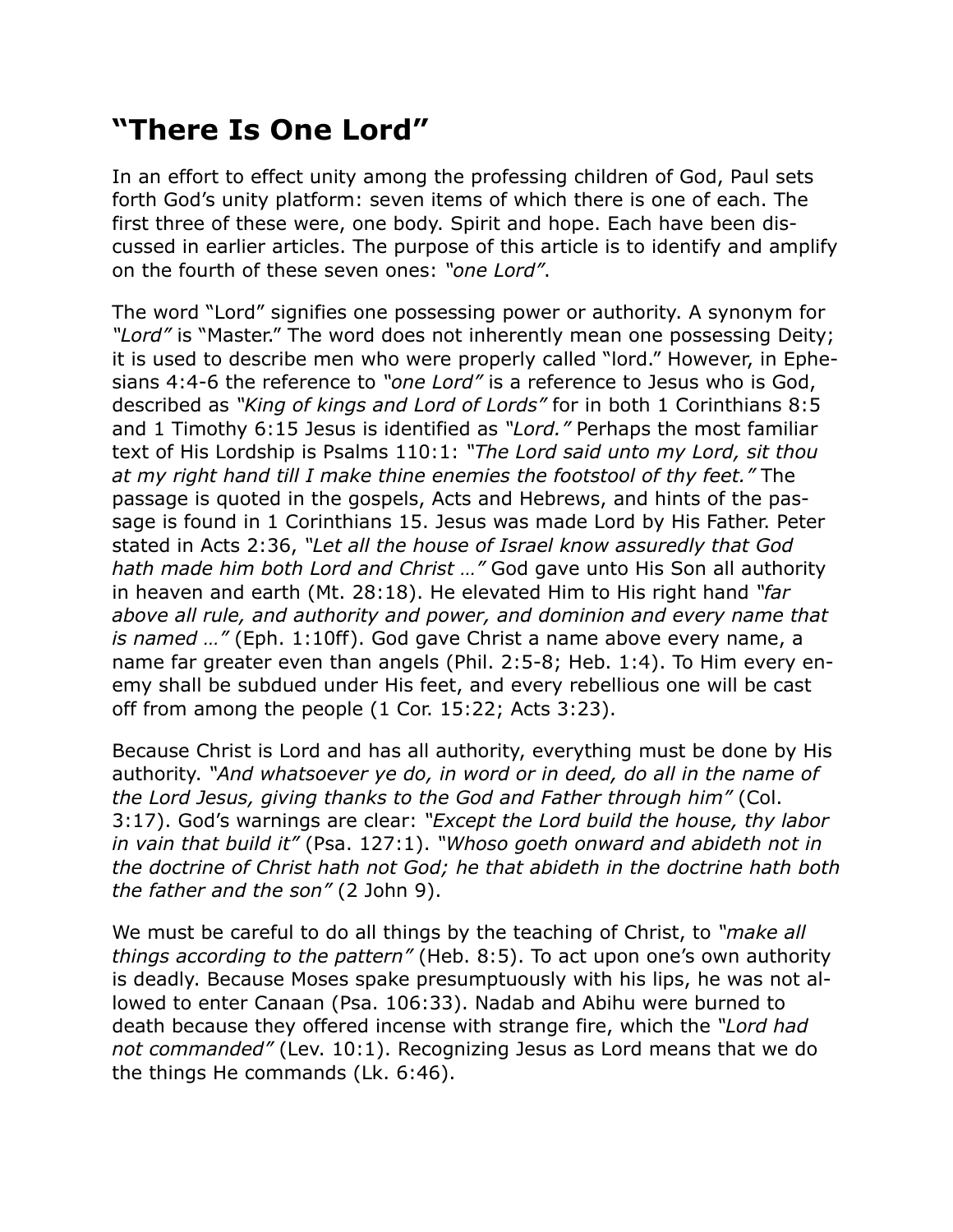## "There Is One Lord"

In an effort to effect unity among the professing children of God, Paul sets forth God's unity platform: seven items of which there is one of each. The first three of these were, one body. Spirit and hope. Each have been discussed in earlier articles. The purpose of this article is to identify and amplify on the fourth of these seven ones: *"one Lord"*.

The word "Lord" signifies one possessing power or authority. A synonym for *"Lord"* is "Master." The word does not inherently mean one possessing Deity; it is used to describe men who were properly called "lord." However, in Ephesians 4:4-6 the reference to *"one Lord"* is a reference to Jesus who is God, described as *"King of kings and Lord of Lords"* for in both 1 Corinthians 8:5 and 1 Timothy 6:15 Jesus is identified as *"Lord."* Perhaps the most familiar text of His Lordship is Psalms 110:1: *"The Lord said unto my Lord, sit thou at my right hand till I make thine enemies the footstool of thy feet."* The passage is quoted in the gospels, Acts and Hebrews, and hints of the passage is found in 1 Corinthians 15. Jesus was made Lord by His Father. Peter stated in Acts 2:36, *"Let all the house of Israel know assuredly that God hath made him both Lord and Christ …"* God gave unto His Son all authority in heaven and earth (Mt. 28:18). He elevated Him to His right hand *"far above all rule, and authority and power, and dominion and every name that is named …"* (Eph. 1:10ff). God gave Christ a name above every name, a name far greater even than angels (Phil. 2:5-8; Heb. 1:4). To Him every enemy shall be subdued under His feet, and every rebellious one will be cast off from among the people (1 Cor. 15:22; Acts 3:23).

Because Christ is Lord and has all authority, everything must be done by His authority. *"And whatsoever ye do, in word or in deed, do all in the name of the Lord Jesus, giving thanks to the God and Father through him"* (Col. 3:17). God's warnings are clear: *"Except the Lord build the house, thy labor in vain that build it"* (Psa. 127:1). *"Whoso goeth onward and abideth not in the doctrine of Christ hath not God; he that abideth in the doctrine hath both the father and the son"* (2 John 9).

We must be careful to do all things by the teaching of Christ, to *"make all things according to the pattern"* (Heb. 8:5). To act upon one's own authority is deadly. Because Moses spake presumptuously with his lips, he was not allowed to enter Canaan (Psa. 106:33). Nadab and Abihu were burned to death because they offered incense with strange fire, which the *"Lord had not commanded"* (Lev. 10:1). Recognizing Jesus as Lord means that we do the things He commands (Lk. 6:46).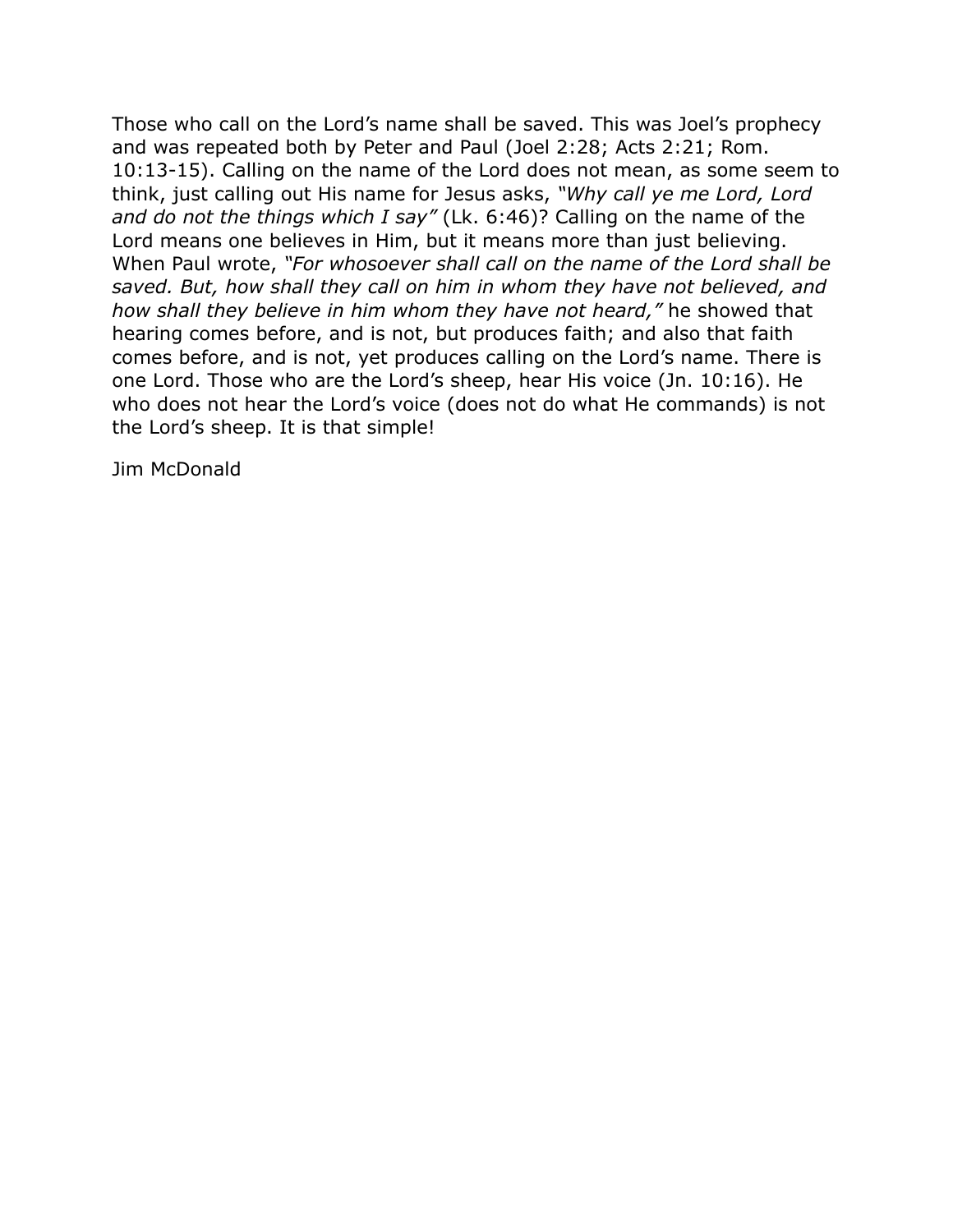Those who call on the Lord's name shall be saved. This was Joel's prophecy and was repeated both by Peter and Paul (Joel 2:28; Acts 2:21; Rom. 10:13-15). Calling on the name of the Lord does not mean, as some seem to think, just calling out His name for Jesus asks, *"Why call ye me Lord, Lord and do not the things which I say"* (Lk. 6:46)? Calling on the name of the Lord means one believes in Him, but it means more than just believing. When Paul wrote, *"For whosoever shall call on the name of the Lord shall be saved. But, how shall they call on him in whom they have not believed, and how shall they believe in him whom they have not heard,"* he showed that hearing comes before, and is not, but produces faith; and also that faith comes before, and is not, yet produces calling on the Lord's name. There is one Lord. Those who are the Lord's sheep, hear His voice (Jn. 10:16). He who does not hear the Lord's voice (does not do what He commands) is not the Lord's sheep. It is that simple!

Jim McDonald